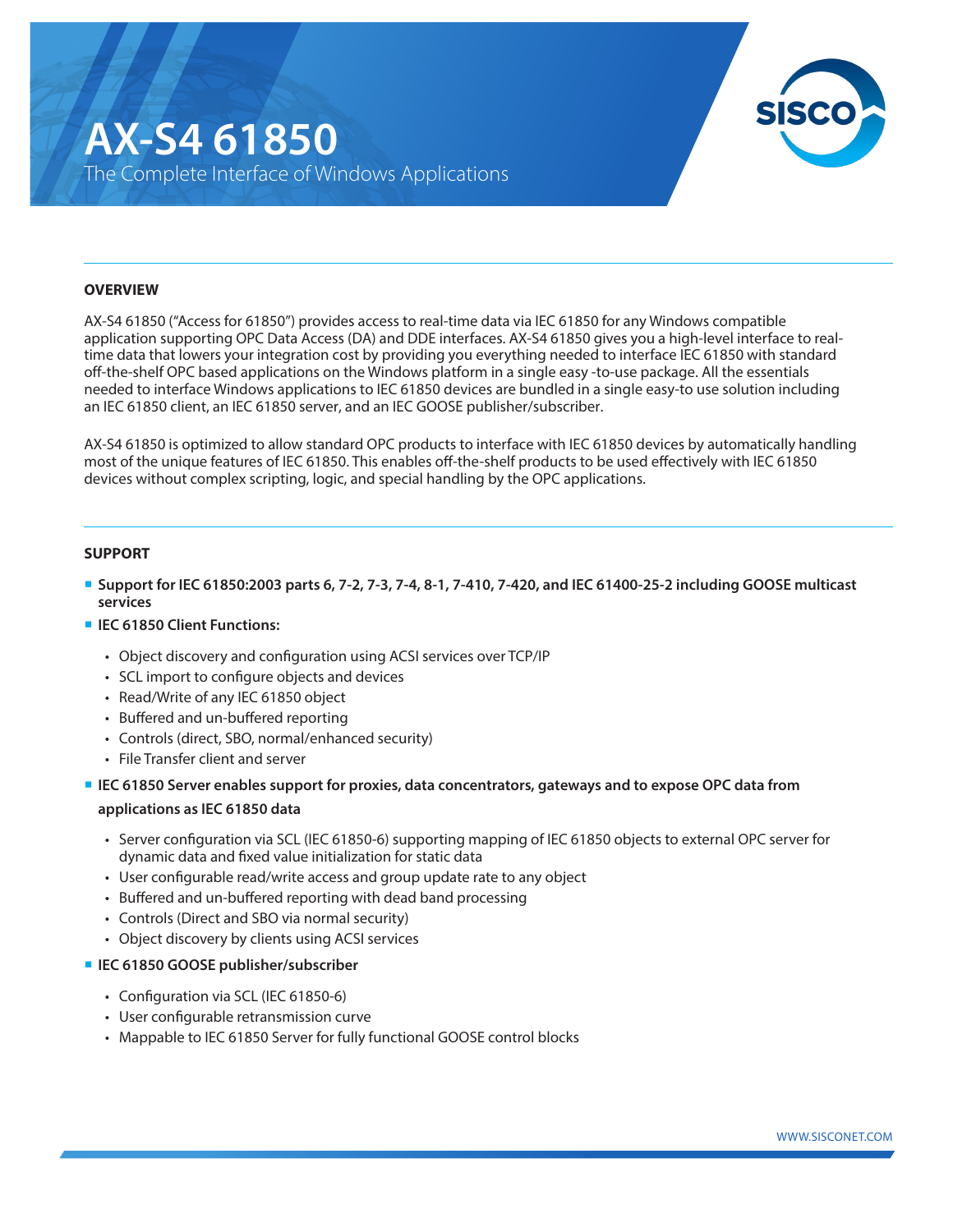# AX-S4 61850

The Complete Interface of Windows Applications

## OVERVIEW

AX-S4 61850 ("Access for 61850") provides access to real-time data via IEC 61850 for any Windows compatible application supporting OPC Data Access (DA) and DDE interfaces. AX-S4 61850 gives you a high-level interface to real-time data that lowers your integration cost by providing you everything needed to interface IEC 61850 with standard off-the-shelf OPC based applications on the Windows platform in a single easy -to-use package. All the essentials needed to interface Windows applications to IEC 61850 devices are bundled in a single easy-to use solution including an IEC 61850 client, an IEC 61850 server, and an IEC GOOSE publisher/subscriber.

AX-S4 61850 is optimized to allow standard OPC products to interface with IEC 61850 devices by automatically handling most of the unique features of IEC 61850. This enables off-the-shelf products to be used effectively with IEC 61850 devices without complex scripting, logic, and special handling by the OPC applications.

## SUPPORT

- **Support for IEC 61850:2003 parts 6, 7-2, 7-3, 7-4, 8-1, 7-410, 7-420, and IEC 61400-25-2 including GOOSE multicast services**
- **IEC 61850 Client Functions:**
  - Object discovery and configuration using ACSI services over TCP/IP
  - SCL import to configure objects and devices
  - Read/Write of any IEC 61850 object
  - Buffered and un-buffered reporting
  - Controls (direct, SBO, normal/enhanced security)
  - File Transfer client and server
- **IEC 61850 Server enables support for proxies, data concentrators, gateways and to expose OPC data from applications as IEC 61850 data**
  - Server configuration via SCL (IEC 61850-6) supporting mapping of IEC 61850 objects to external OPC server for dynamic data and fixed value initialization for static data
  - User configurable read/write access and group update rate to any object
  - Buffered and un-buffered reporting with dead band processing
  - Controls (Direct and SBO via normal security)
  - Object discovery by clients using ACSI services
- **IEC 61850 GOOSE publisher/subscriber**
  - Configuration via SCL (IEC 61850-6)
  - User configurable retransmission curve
  - Mappable to IEC 61850 Server for fully functional GOOSE control blocks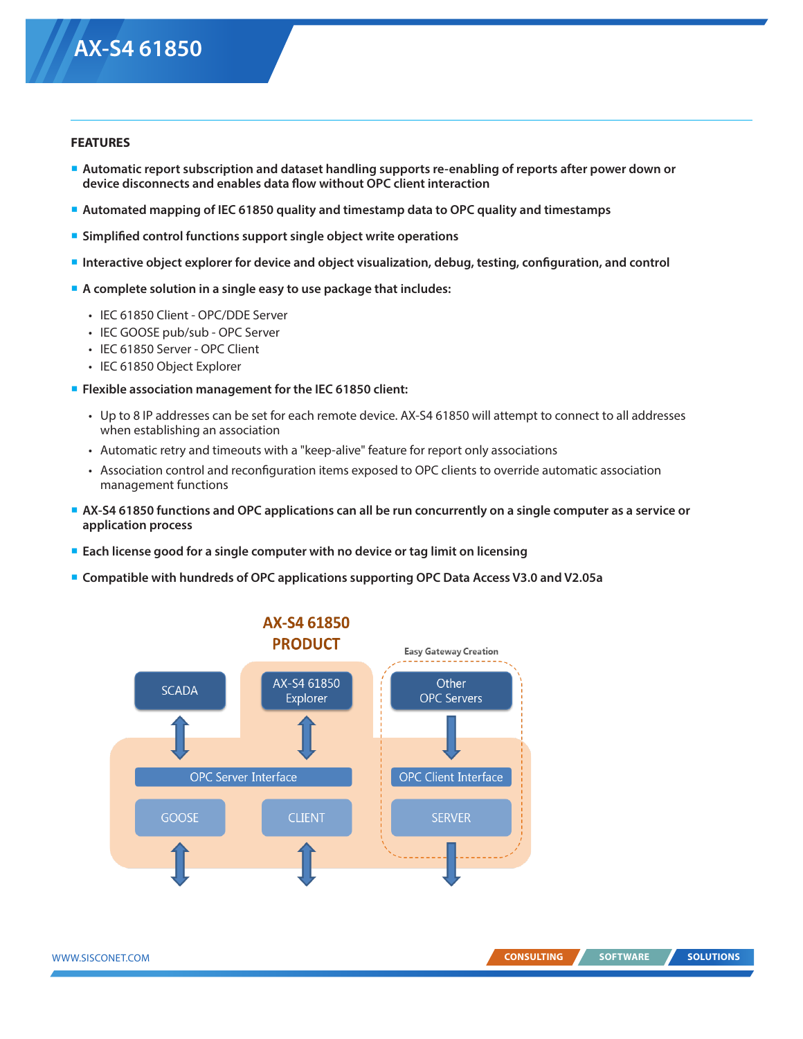# AX-S4 61850

## FEATURES

- **Automatic report subscription and dataset handling supports re-enabling of reports after power down or device disconnects and enables data flow without OPC client interaction**
- **Automated mapping of IEC 61850 quality and timestamp data to OPC quality and timestamps**
- **Simplified control functions support single object write operations**
- **Interactive object explorer for device and object visualization, debug, testing, configuration, and control**
- **A complete solution in a single easy to use package that includes:**
  - IEC 61850 Client - OPC/DDE Server
  - IEC GOOSE pub/sub - OPC Server
  - IEC 61850 Server - OPC Client
  - IEC 61850 Object Explorer
- **Flexible association management for the IEC 61850 client:**
  - Up to 8 IP addresses can be set for each remote device. AX-S4 61850 will attempt to connect to all addresses when establishing an association
  - Automatic retry and timeouts with a "keep-alive" feature for report only associations
  - Association control and reconfiguration items exposed to OPC clients to override automatic association management functions
- **AX-S4 61850 functions and OPC applications can all be run concurrently on a single computer as a service or application process**
- **Each license good for a single computer with no device or tag limit on licensing**
- **Compatible with hundreds of OPC applications supporting OPC Data Access V3.0 and V2.05a**

AX-S4 61850
PRODUCT

Easy Gateway Creation

SCADA

AX-S4 61850 Explorer

Other OPC Servers

OPC Server Interface

OPC Client Interface

GOOSE

CLIENT

SERVER

WWW.SISCONET.COM

CONSULTING SOFTWARE SOLUTIONS